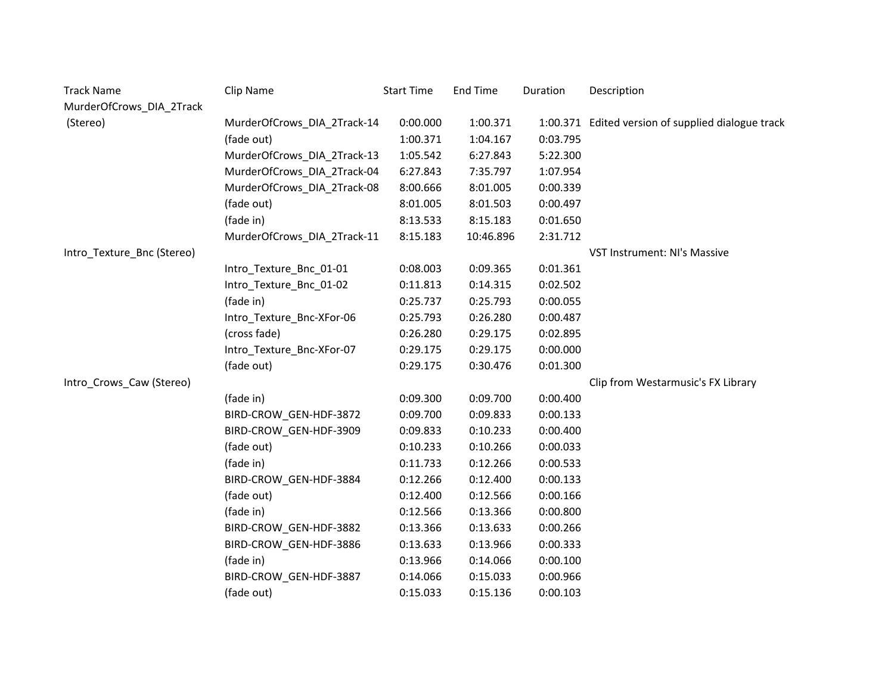| Track Name | Clip Name | Start Time | End Time | Duration | Description |
| --- | --- | --- | --- | --- | --- |
| MurderOfCrows_DIA_2Track (Stereo) | MurderOfCrows_DIA_2Track-14 | 0:00.000 | 1:00.371 | 1:00.371 | Edited version of supplied dialogue track |
| | (fade out) | 1:00.371 | 1:04.167 | 0:03.795 | |
| | MurderOfCrows_DIA_2Track-13 | 1:05.542 | 6:27.843 | 5:22.300 | |
| | MurderOfCrows_DIA_2Track-04 | 6:27.843 | 7:35.797 | 1:07.954 | |
| | MurderOfCrows_DIA_2Track-08 | 8:00.666 | 8:01.005 | 0:00.339 | |
| | (fade out) | 8:01.005 | 8:01.503 | 0:00.497 | |
| | (fade in) | 8:13.533 | 8:15.183 | 0:01.650 | |
| | MurderOfCrows_DIA_2Track-11 | 8:15.183 | 10:46.896 | 2:31.712 | |
| Intro_Texture_Bnc (Stereo) | | | | | VST Instrument: NI's Massive |
| | Intro_Texture_Bnc_01-01 | 0:08.003 | 0:09.365 | 0:01.361 | |
| | Intro_Texture_Bnc_01-02 | 0:11.813 | 0:14.315 | 0:02.502 | |
| | (fade in) | 0:25.737 | 0:25.793 | 0:00.055 | |
| | Intro_Texture_Bnc-XFor-06 | 0:25.793 | 0:26.280 | 0:00.487 | |
| | (cross fade) | 0:26.280 | 0:29.175 | 0:02.895 | |
| | Intro_Texture_Bnc-XFor-07 | 0:29.175 | 0:29.175 | 0:00.000 | |
| | (fade out) | 0:29.175 | 0:30.476 | 0:01.300 | |
| Intro_Crows_Caw (Stereo) | | | | | Clip from Westarmusic's FX Library |
| | (fade in) | 0:09.300 | 0:09.700 | 0:00.400 | |
| | BIRD-CROW_GEN-HDF-3872 | 0:09.700 | 0:09.833 | 0:00.133 | |
| | BIRD-CROW_GEN-HDF-3909 | 0:09.833 | 0:10.233 | 0:00.400 | |
| | (fade out) | 0:10.233 | 0:10.266 | 0:00.033 | |
| | (fade in) | 0:11.733 | 0:12.266 | 0:00.533 | |
| | BIRD-CROW_GEN-HDF-3884 | 0:12.266 | 0:12.400 | 0:00.133 | |
| | (fade out) | 0:12.400 | 0:12.566 | 0:00.166 | |
| | (fade in) | 0:12.566 | 0:13.366 | 0:00.800 | |
| | BIRD-CROW_GEN-HDF-3882 | 0:13.366 | 0:13.633 | 0:00.266 | |
| | BIRD-CROW_GEN-HDF-3886 | 0:13.633 | 0:13.966 | 0:00.333 | |
| | (fade in) | 0:13.966 | 0:14.066 | 0:00.100 | |
| | BIRD-CROW_GEN-HDF-3887 | 0:14.066 | 0:15.033 | 0:00.966 | |
| | (fade out) | 0:15.033 | 0:15.136 | 0:00.103 | |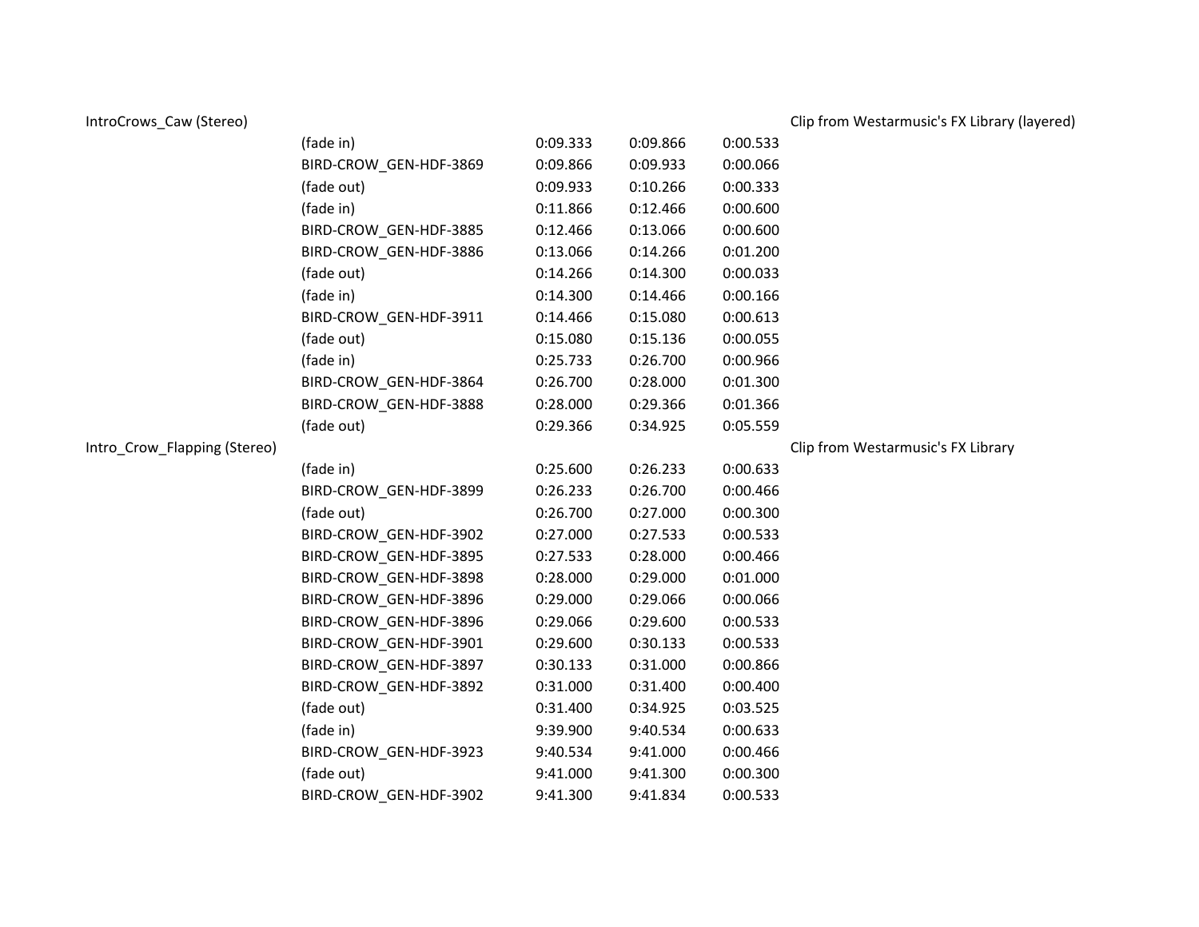| | | | | | |
|---|---|---|---|---|---|
| IntroCrows_Caw (Stereo) | | | | | Clip from Westarmusic's FX Library (layered) |
| | (fade in) | 0:09.333 | 0:09.866 | 0:00.533 | |
| | BIRD-CROW_GEN-HDF-3869 | 0:09.866 | 0:09.933 | 0:00.066 | |
| | (fade out) | 0:09.933 | 0:10.266 | 0:00.333 | |
| | (fade in) | 0:11.866 | 0:12.466 | 0:00.600 | |
| | BIRD-CROW_GEN-HDF-3885 | 0:12.466 | 0:13.066 | 0:00.600 | |
| | BIRD-CROW_GEN-HDF-3886 | 0:13.066 | 0:14.266 | 0:01.200 | |
| | (fade out) | 0:14.266 | 0:14.300 | 0:00.033 | |
| | (fade in) | 0:14.300 | 0:14.466 | 0:00.166 | |
| | BIRD-CROW_GEN-HDF-3911 | 0:14.466 | 0:15.080 | 0:00.613 | |
| | (fade out) | 0:15.080 | 0:15.136 | 0:00.055 | |
| | (fade in) | 0:25.733 | 0:26.700 | 0:00.966 | |
| | BIRD-CROW_GEN-HDF-3864 | 0:26.700 | 0:28.000 | 0:01.300 | |
| | BIRD-CROW_GEN-HDF-3888 | 0:28.000 | 0:29.366 | 0:01.366 | |
| | (fade out) | 0:29.366 | 0:34.925 | 0:05.559 | |
| Intro_Crow_Flapping (Stereo) | | | | | Clip from Westarmusic's FX Library |
| | (fade in) | 0:25.600 | 0:26.233 | 0:00.633 | |
| | BIRD-CROW_GEN-HDF-3899 | 0:26.233 | 0:26.700 | 0:00.466 | |
| | (fade out) | 0:26.700 | 0:27.000 | 0:00.300 | |
| | BIRD-CROW_GEN-HDF-3902 | 0:27.000 | 0:27.533 | 0:00.533 | |
| | BIRD-CROW_GEN-HDF-3895 | 0:27.533 | 0:28.000 | 0:00.466 | |
| | BIRD-CROW_GEN-HDF-3898 | 0:28.000 | 0:29.000 | 0:01.000 | |
| | BIRD-CROW_GEN-HDF-3896 | 0:29.000 | 0:29.066 | 0:00.066 | |
| | BIRD-CROW_GEN-HDF-3896 | 0:29.066 | 0:29.600 | 0:00.533 | |
| | BIRD-CROW_GEN-HDF-3901 | 0:29.600 | 0:30.133 | 0:00.533 | |
| | BIRD-CROW_GEN-HDF-3897 | 0:30.133 | 0:31.000 | 0:00.866 | |
| | BIRD-CROW_GEN-HDF-3892 | 0:31.000 | 0:31.400 | 0:00.400 | |
| | (fade out) | 0:31.400 | 0:34.925 | 0:03.525 | |
| | (fade in) | 9:39.900 | 9:40.534 | 0:00.633 | |
| | BIRD-CROW_GEN-HDF-3923 | 9:40.534 | 9:41.000 | 0:00.466 | |
| | (fade out) | 9:41.000 | 9:41.300 | 0:00.300 | |
| | BIRD-CROW_GEN-HDF-3902 | 9:41.300 | 9:41.834 | 0:00.533 | |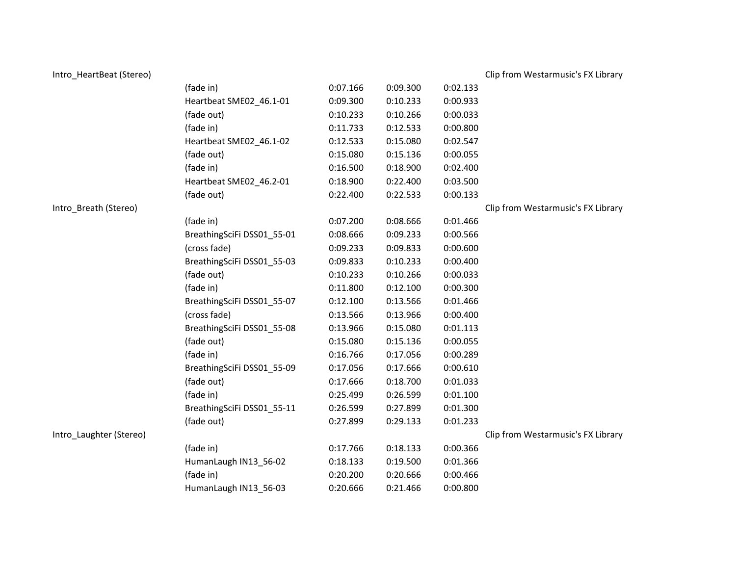| | | | | | |
|---|---|---|---|---|---|
| Intro_HeartBeat (Stereo) | | | | | Clip from Westarmusic's FX Library |
| | (fade in) | 0:07.166 | 0:09.300 | 0:02.133 | |
| | Heartbeat SME02_46.1-01 | 0:09.300 | 0:10.233 | 0:00.933 | |
| | (fade out) | 0:10.233 | 0:10.266 | 0:00.033 | |
| | (fade in) | 0:11.733 | 0:12.533 | 0:00.800 | |
| | Heartbeat SME02_46.1-02 | 0:12.533 | 0:15.080 | 0:02.547 | |
| | (fade out) | 0:15.080 | 0:15.136 | 0:00.055 | |
| | (fade in) | 0:16.500 | 0:18.900 | 0:02.400 | |
| | Heartbeat SME02_46.2-01 | 0:18.900 | 0:22.400 | 0:03.500 | |
| | (fade out) | 0:22.400 | 0:22.533 | 0:00.133 | |
| Intro_Breath (Stereo) | | | | | Clip from Westarmusic's FX Library |
| | (fade in) | 0:07.200 | 0:08.666 | 0:01.466 | |
| | BreathingSciFi DSS01_55-01 | 0:08.666 | 0:09.233 | 0:00.566 | |
| | (cross fade) | 0:09.233 | 0:09.833 | 0:00.600 | |
| | BreathingSciFi DSS01_55-03 | 0:09.833 | 0:10.233 | 0:00.400 | |
| | (fade out) | 0:10.233 | 0:10.266 | 0:00.033 | |
| | (fade in) | 0:11.800 | 0:12.100 | 0:00.300 | |
| | BreathingSciFi DSS01_55-07 | 0:12.100 | 0:13.566 | 0:01.466 | |
| | (cross fade) | 0:13.566 | 0:13.966 | 0:00.400 | |
| | BreathingSciFi DSS01_55-08 | 0:13.966 | 0:15.080 | 0:01.113 | |
| | (fade out) | 0:15.080 | 0:15.136 | 0:00.055 | |
| | (fade in) | 0:16.766 | 0:17.056 | 0:00.289 | |
| | BreathingSciFi DSS01_55-09 | 0:17.056 | 0:17.666 | 0:00.610 | |
| | (fade out) | 0:17.666 | 0:18.700 | 0:01.033 | |
| | (fade in) | 0:25.499 | 0:26.599 | 0:01.100 | |
| | BreathingSciFi DSS01_55-11 | 0:26.599 | 0:27.899 | 0:01.300 | |
| | (fade out) | 0:27.899 | 0:29.133 | 0:01.233 | |
| Intro_Laughter (Stereo) | | | | | Clip from Westarmusic's FX Library |
| | (fade in) | 0:17.766 | 0:18.133 | 0:00.366 | |
| | HumanLaugh IN13_56-02 | 0:18.133 | 0:19.500 | 0:01.366 | |
| | (fade in) | 0:20.200 | 0:20.666 | 0:00.466 | |
| | HumanLaugh IN13_56-03 | 0:20.666 | 0:21.466 | 0:00.800 | |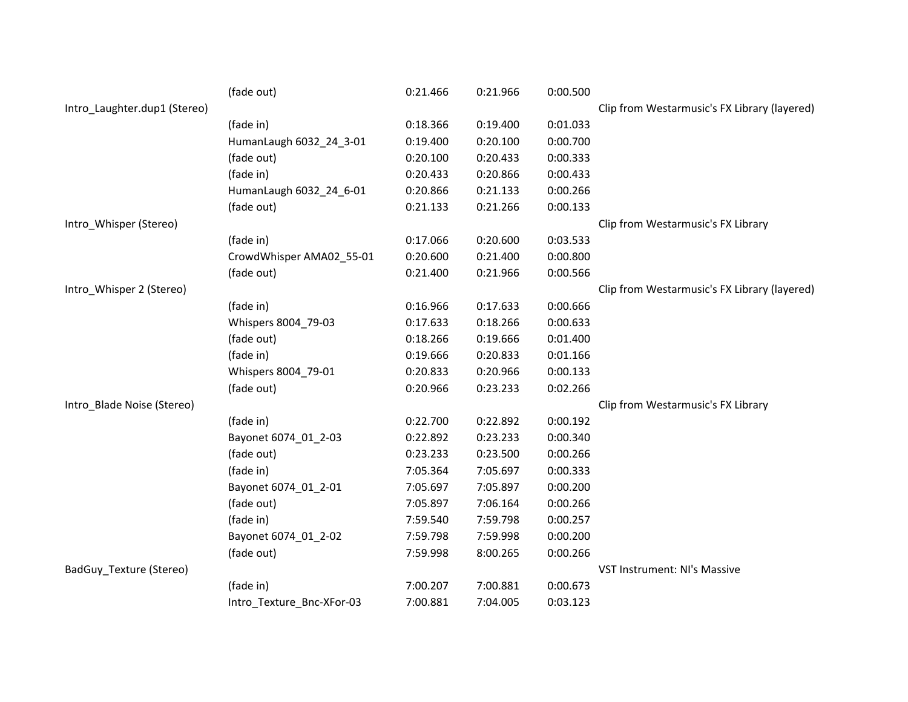| | | | | | |
|---|---|---|---|---|---|
| | (fade out) | 0:21.466 | 0:21.966 | 0:00.500 | |
| Intro_Laughter.dup1 (Stereo) | | | | | Clip from Westarmusic's FX Library (layered) |
| | (fade in) | 0:18.366 | 0:19.400 | 0:01.033 | |
| | HumanLaugh 6032_24_3-01 | 0:19.400 | 0:20.100 | 0:00.700 | |
| | (fade out) | 0:20.100 | 0:20.433 | 0:00.333 | |
| | (fade in) | 0:20.433 | 0:20.866 | 0:00.433 | |
| | HumanLaugh 6032_24_6-01 | 0:20.866 | 0:21.133 | 0:00.266 | |
| | (fade out) | 0:21.133 | 0:21.266 | 0:00.133 | |
| Intro_Whisper (Stereo) | | | | | Clip from Westarmusic's FX Library |
| | (fade in) | 0:17.066 | 0:20.600 | 0:03.533 | |
| | CrowdWhisper AMA02_55-01 | 0:20.600 | 0:21.400 | 0:00.800 | |
| | (fade out) | 0:21.400 | 0:21.966 | 0:00.566 | |
| Intro_Whisper 2 (Stereo) | | | | | Clip from Westarmusic's FX Library (layered) |
| | (fade in) | 0:16.966 | 0:17.633 | 0:00.666 | |
| | Whispers 8004_79-03 | 0:17.633 | 0:18.266 | 0:00.633 | |
| | (fade out) | 0:18.266 | 0:19.666 | 0:01.400 | |
| | (fade in) | 0:19.666 | 0:20.833 | 0:01.166 | |
| | Whispers 8004_79-01 | 0:20.833 | 0:20.966 | 0:00.133 | |
| | (fade out) | 0:20.966 | 0:23.233 | 0:02.266 | |
| Intro_Blade Noise (Stereo) | | | | | Clip from Westarmusic's FX Library |
| | (fade in) | 0:22.700 | 0:22.892 | 0:00.192 | |
| | Bayonet 6074_01_2-03 | 0:22.892 | 0:23.233 | 0:00.340 | |
| | (fade out) | 0:23.233 | 0:23.500 | 0:00.266 | |
| | (fade in) | 7:05.364 | 7:05.697 | 0:00.333 | |
| | Bayonet 6074_01_2-01 | 7:05.697 | 7:05.897 | 0:00.200 | |
| | (fade out) | 7:05.897 | 7:06.164 | 0:00.266 | |
| | (fade in) | 7:59.540 | 7:59.798 | 0:00.257 | |
| | Bayonet 6074_01_2-02 | 7:59.798 | 7:59.998 | 0:00.200 | |
| | (fade out) | 7:59.998 | 8:00.265 | 0:00.266 | |
| BadGuy_Texture (Stereo) | | | | | VST Instrument: NI's Massive |
| | (fade in) | 7:00.207 | 7:00.881 | 0:00.673 | |
| | Intro_Texture_Bnc-XFor-03 | 7:00.881 | 7:04.005 | 0:03.123 | |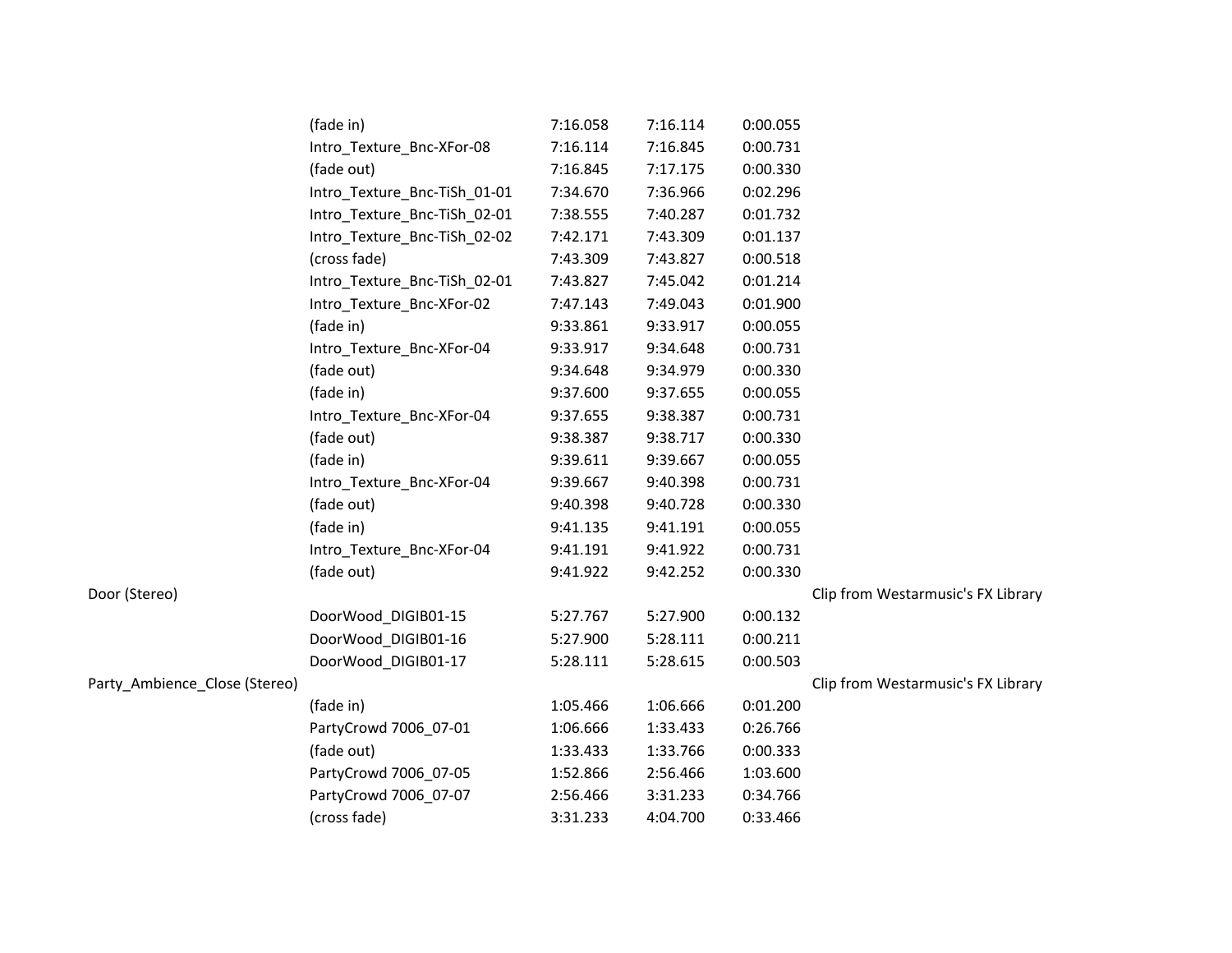| | | | | | |
|---|---|---|---|---|---|
| | (fade in) | 7:16.058 | 7:16.114 | 0:00.055 | |
| | Intro_Texture_Bnc-XFor-08 | 7:16.114 | 7:16.845 | 0:00.731 | |
| | (fade out) | 7:16.845 | 7:17.175 | 0:00.330 | |
| | Intro_Texture_Bnc-TiSh_01-01 | 7:34.670 | 7:36.966 | 0:02.296 | |
| | Intro_Texture_Bnc-TiSh_02-01 | 7:38.555 | 7:40.287 | 0:01.732 | |
| | Intro_Texture_Bnc-TiSh_02-02 | 7:42.171 | 7:43.309 | 0:01.137 | |
| | (cross fade) | 7:43.309 | 7:43.827 | 0:00.518 | |
| | Intro_Texture_Bnc-TiSh_02-01 | 7:43.827 | 7:45.042 | 0:01.214 | |
| | Intro_Texture_Bnc-XFor-02 | 7:47.143 | 7:49.043 | 0:01.900 | |
| | (fade in) | 9:33.861 | 9:33.917 | 0:00.055 | |
| | Intro_Texture_Bnc-XFor-04 | 9:33.917 | 9:34.648 | 0:00.731 | |
| | (fade out) | 9:34.648 | 9:34.979 | 0:00.330 | |
| | (fade in) | 9:37.600 | 9:37.655 | 0:00.055 | |
| | Intro_Texture_Bnc-XFor-04 | 9:37.655 | 9:38.387 | 0:00.731 | |
| | (fade out) | 9:38.387 | 9:38.717 | 0:00.330 | |
| | (fade in) | 9:39.611 | 9:39.667 | 0:00.055 | |
| | Intro_Texture_Bnc-XFor-04 | 9:39.667 | 9:40.398 | 0:00.731 | |
| | (fade out) | 9:40.398 | 9:40.728 | 0:00.330 | |
| | (fade in) | 9:41.135 | 9:41.191 | 0:00.055 | |
| | Intro_Texture_Bnc-XFor-04 | 9:41.191 | 9:41.922 | 0:00.731 | |
| | (fade out) | 9:41.922 | 9:42.252 | 0:00.330 | |
| Door (Stereo) | | | | | Clip from Westarmusic's FX Library |
| | DoorWood_DIGIB01-15 | 5:27.767 | 5:27.900 | 0:00.132 | |
| | DoorWood_DIGIB01-16 | 5:27.900 | 5:28.111 | 0:00.211 | |
| | DoorWood_DIGIB01-17 | 5:28.111 | 5:28.615 | 0:00.503 | |
| Party_Ambience_Close (Stereo) | | | | | Clip from Westarmusic's FX Library |
| | (fade in) | 1:05.466 | 1:06.666 | 0:01.200 | |
| | PartyCrowd 7006_07-01 | 1:06.666 | 1:33.433 | 0:26.766 | |
| | (fade out) | 1:33.433 | 1:33.766 | 0:00.333 | |
| | PartyCrowd 7006_07-05 | 1:52.866 | 2:56.466 | 1:03.600 | |
| | PartyCrowd 7006_07-07 | 2:56.466 | 3:31.233 | 0:34.766 | |
| | (cross fade) | 3:31.233 | 4:04.700 | 0:33.466 | |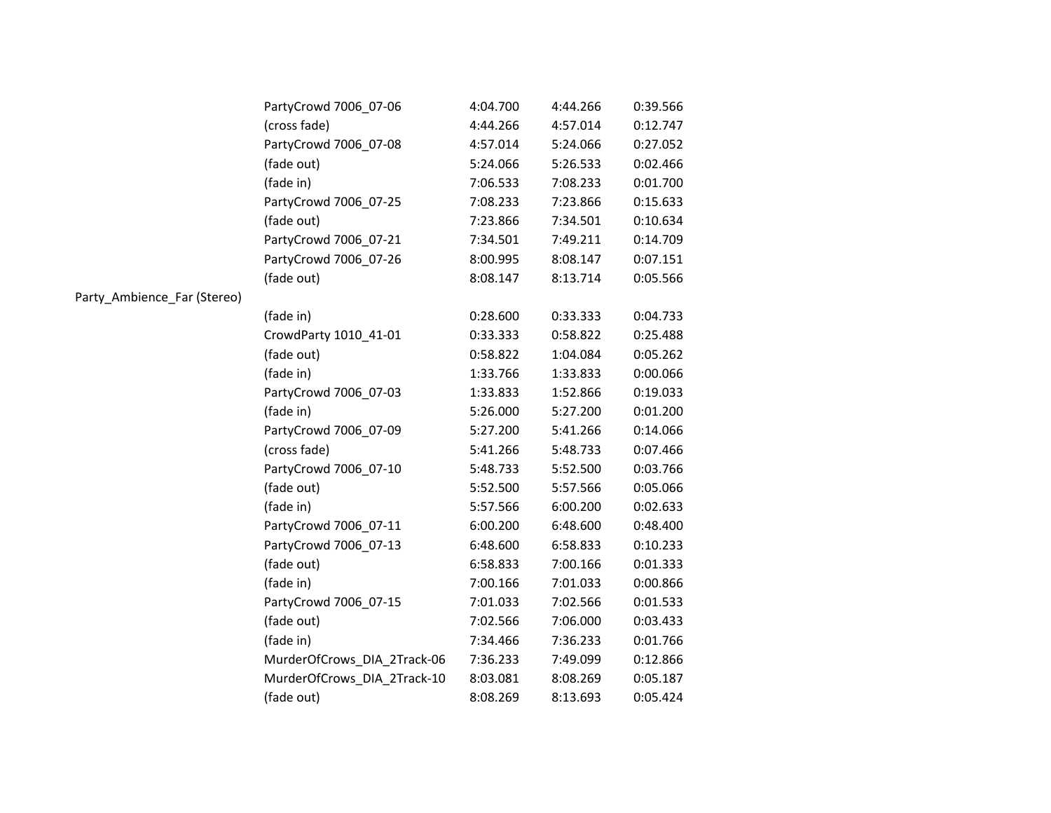| | | | | |
|---|---|---|---|---|
| | PartyCrowd 7006_07-06 | 4:04.700 | 4:44.266 | 0:39.566 |
| | (cross fade) | 4:44.266 | 4:57.014 | 0:12.747 |
| | PartyCrowd 7006_07-08 | 4:57.014 | 5:24.066 | 0:27.052 |
| | (fade out) | 5:24.066 | 5:26.533 | 0:02.466 |
| | (fade in) | 7:06.533 | 7:08.233 | 0:01.700 |
| | PartyCrowd 7006_07-25 | 7:08.233 | 7:23.866 | 0:15.633 |
| | (fade out) | 7:23.866 | 7:34.501 | 0:10.634 |
| | PartyCrowd 7006_07-21 | 7:34.501 | 7:49.211 | 0:14.709 |
| | PartyCrowd 7006_07-26 | 8:00.995 | 8:08.147 | 0:07.151 |
| | (fade out) | 8:08.147 | 8:13.714 | 0:05.566 |
| Party_Ambience_Far (Stereo) | | | | |
| | (fade in) | 0:28.600 | 0:33.333 | 0:04.733 |
| | CrowdParty 1010_41-01 | 0:33.333 | 0:58.822 | 0:25.488 |
| | (fade out) | 0:58.822 | 1:04.084 | 0:05.262 |
| | (fade in) | 1:33.766 | 1:33.833 | 0:00.066 |
| | PartyCrowd 7006_07-03 | 1:33.833 | 1:52.866 | 0:19.033 |
| | (fade in) | 5:26.000 | 5:27.200 | 0:01.200 |
| | PartyCrowd 7006_07-09 | 5:27.200 | 5:41.266 | 0:14.066 |
| | (cross fade) | 5:41.266 | 5:48.733 | 0:07.466 |
| | PartyCrowd 7006_07-10 | 5:48.733 | 5:52.500 | 0:03.766 |
| | (fade out) | 5:52.500 | 5:57.566 | 0:05.066 |
| | (fade in) | 5:57.566 | 6:00.200 | 0:02.633 |
| | PartyCrowd 7006_07-11 | 6:00.200 | 6:48.600 | 0:48.400 |
| | PartyCrowd 7006_07-13 | 6:48.600 | 6:58.833 | 0:10.233 |
| | (fade out) | 6:58.833 | 7:00.166 | 0:01.333 |
| | (fade in) | 7:00.166 | 7:01.033 | 0:00.866 |
| | PartyCrowd 7006_07-15 | 7:01.033 | 7:02.566 | 0:01.533 |
| | (fade out) | 7:02.566 | 7:06.000 | 0:03.433 |
| | (fade in) | 7:34.466 | 7:36.233 | 0:01.766 |
| | MurderOfCrows_DIA_2Track-06 | 7:36.233 | 7:49.099 | 0:12.866 |
| | MurderOfCrows_DIA_2Track-10 | 8:03.081 | 8:08.269 | 0:05.187 |
| | (fade out) | 8:08.269 | 8:13.693 | 0:05.424 |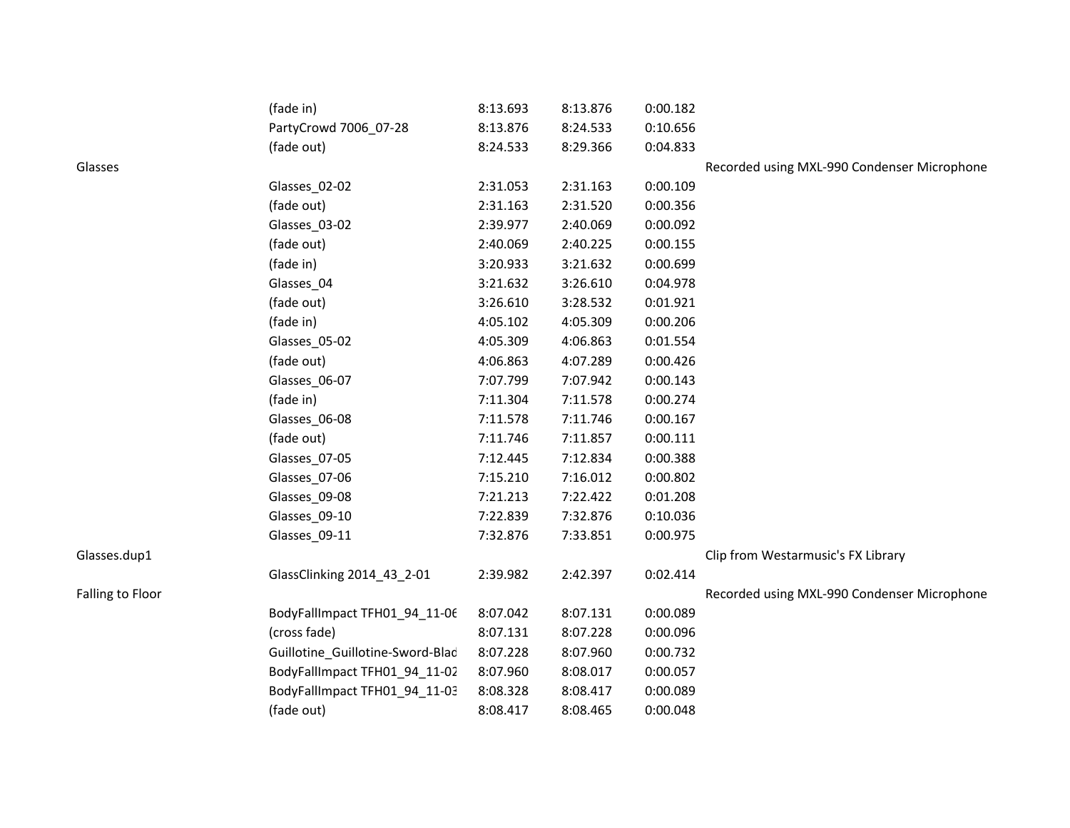| | | | | | |
|---|---|---|---|---|---|
| | (fade in) | 8:13.693 | 8:13.876 | 0:00.182 | |
| | PartyCrowd 7006_07-28 | 8:13.876 | 8:24.533 | 0:10.656 | |
| | (fade out) | 8:24.533 | 8:29.366 | 0:04.833 | |
| Glasses | | | | | Recorded using MXL-990 Condenser Microphone |
| | Glasses_02-02 | 2:31.053 | 2:31.163 | 0:00.109 | |
| | (fade out) | 2:31.163 | 2:31.520 | 0:00.356 | |
| | Glasses_03-02 | 2:39.977 | 2:40.069 | 0:00.092 | |
| | (fade out) | 2:40.069 | 2:40.225 | 0:00.155 | |
| | (fade in) | 3:20.933 | 3:21.632 | 0:00.699 | |
| | Glasses_04 | 3:21.632 | 3:26.610 | 0:04.978 | |
| | (fade out) | 3:26.610 | 3:28.532 | 0:01.921 | |
| | (fade in) | 4:05.102 | 4:05.309 | 0:00.206 | |
| | Glasses_05-02 | 4:05.309 | 4:06.863 | 0:01.554 | |
| | (fade out) | 4:06.863 | 4:07.289 | 0:00.426 | |
| | Glasses_06-07 | 7:07.799 | 7:07.942 | 0:00.143 | |
| | (fade in) | 7:11.304 | 7:11.578 | 0:00.274 | |
| | Glasses_06-08 | 7:11.578 | 7:11.746 | 0:00.167 | |
| | (fade out) | 7:11.746 | 7:11.857 | 0:00.111 | |
| | Glasses_07-05 | 7:12.445 | 7:12.834 | 0:00.388 | |
| | Glasses_07-06 | 7:15.210 | 7:16.012 | 0:00.802 | |
| | Glasses_09-08 | 7:21.213 | 7:22.422 | 0:01.208 | |
| | Glasses_09-10 | 7:22.839 | 7:32.876 | 0:10.036 | |
| | Glasses_09-11 | 7:32.876 | 7:33.851 | 0:00.975 | |
| Glasses.dup1 | | | | | Clip from Westarmusic's FX Library |
| | GlassClinking 2014_43_2-01 | 2:39.982 | 2:42.397 | 0:02.414 | |
| Falling to Floor | | | | | Recorded using MXL-990 Condenser Microphone |
| | BodyFallImpact TFH01_94_11-06 | 8:07.042 | 8:07.131 | 0:00.089 | |
| | (cross fade) | 8:07.131 | 8:07.228 | 0:00.096 | |
| | Guillotine_Guillotine-Sword-Blad | 8:07.228 | 8:07.960 | 0:00.732 | |
| | BodyFallImpact TFH01_94_11-02 | 8:07.960 | 8:08.017 | 0:00.057 | |
| | BodyFallImpact TFH01_94_11-03 | 8:08.328 | 8:08.417 | 0:00.089 | |
| | (fade out) | 8:08.417 | 8:08.465 | 0:00.048 | |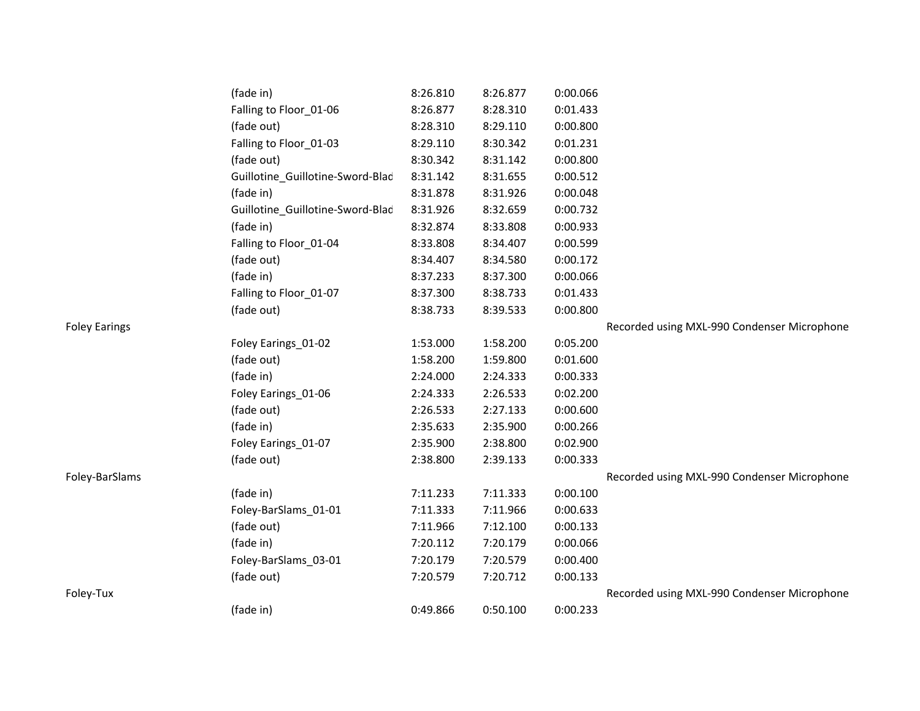| | | | | | |
|---|---|---|---|---|---|
| | (fade in) | 8:26.810 | 8:26.877 | 0:00.066 | |
| | Falling to Floor_01-06 | 8:26.877 | 8:28.310 | 0:01.433 | |
| | (fade out) | 8:28.310 | 8:29.110 | 0:00.800 | |
| | Falling to Floor_01-03 | 8:29.110 | 8:30.342 | 0:01.231 | |
| | (fade out) | 8:30.342 | 8:31.142 | 0:00.800 | |
| | Guillotine_Guillotine-Sword-Blad | 8:31.142 | 8:31.655 | 0:00.512 | |
| | (fade in) | 8:31.878 | 8:31.926 | 0:00.048 | |
| | Guillotine_Guillotine-Sword-Blad | 8:31.926 | 8:32.659 | 0:00.732 | |
| | (fade in) | 8:32.874 | 8:33.808 | 0:00.933 | |
| | Falling to Floor_01-04 | 8:33.808 | 8:34.407 | 0:00.599 | |
| | (fade out) | 8:34.407 | 8:34.580 | 0:00.172 | |
| | (fade in) | 8:37.233 | 8:37.300 | 0:00.066 | |
| | Falling to Floor_01-07 | 8:37.300 | 8:38.733 | 0:01.433 | |
| | (fade out) | 8:38.733 | 8:39.533 | 0:00.800 | |
| Foley Earings | | | | | Recorded using MXL-990 Condenser Microphone |
| | Foley Earings_01-02 | 1:53.000 | 1:58.200 | 0:05.200 | |
| | (fade out) | 1:58.200 | 1:59.800 | 0:01.600 | |
| | (fade in) | 2:24.000 | 2:24.333 | 0:00.333 | |
| | Foley Earings_01-06 | 2:24.333 | 2:26.533 | 0:02.200 | |
| | (fade out) | 2:26.533 | 2:27.133 | 0:00.600 | |
| | (fade in) | 2:35.633 | 2:35.900 | 0:00.266 | |
| | Foley Earings_01-07 | 2:35.900 | 2:38.800 | 0:02.900 | |
| | (fade out) | 2:38.800 | 2:39.133 | 0:00.333 | |
| Foley-BarSlams | | | | | Recorded using MXL-990 Condenser Microphone |
| | (fade in) | 7:11.233 | 7:11.333 | 0:00.100 | |
| | Foley-BarSlams_01-01 | 7:11.333 | 7:11.966 | 0:00.633 | |
| | (fade out) | 7:11.966 | 7:12.100 | 0:00.133 | |
| | (fade in) | 7:20.112 | 7:20.179 | 0:00.066 | |
| | Foley-BarSlams_03-01 | 7:20.179 | 7:20.579 | 0:00.400 | |
| | (fade out) | 7:20.579 | 7:20.712 | 0:00.133 | |
| Foley-Tux | | | | | Recorded using MXL-990 Condenser Microphone |
| | (fade in) | 0:49.866 | 0:50.100 | 0:00.233 | |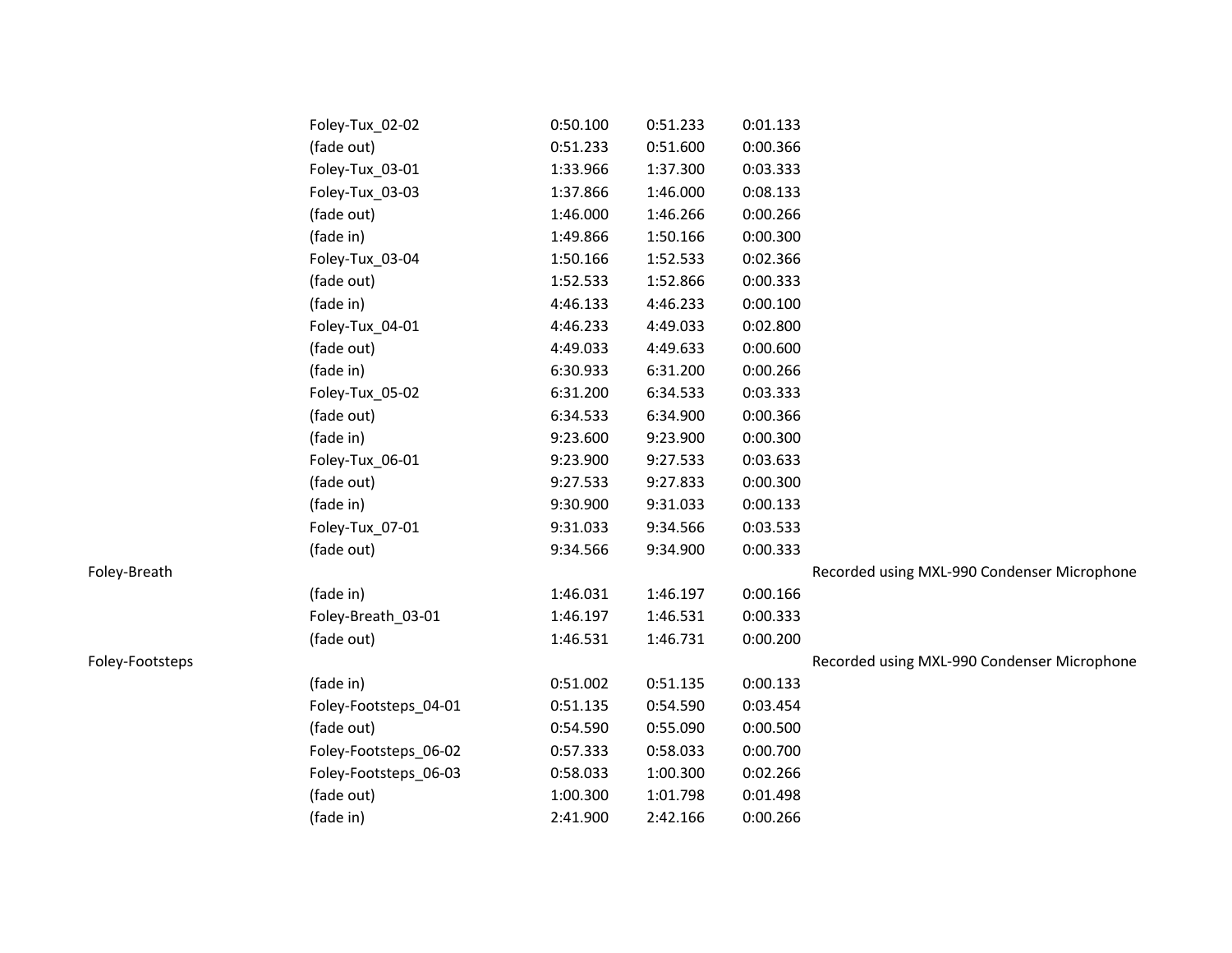| | | | | | |
|---|---|---|---|---|---|
| | Foley-Tux_02-02 | 0:50.100 | 0:51.233 | 0:01.133 | |
| | (fade out) | 0:51.233 | 0:51.600 | 0:00.366 | |
| | Foley-Tux_03-01 | 1:33.966 | 1:37.300 | 0:03.333 | |
| | Foley-Tux_03-03 | 1:37.866 | 1:46.000 | 0:08.133 | |
| | (fade out) | 1:46.000 | 1:46.266 | 0:00.266 | |
| | (fade in) | 1:49.866 | 1:50.166 | 0:00.300 | |
| | Foley-Tux_03-04 | 1:50.166 | 1:52.533 | 0:02.366 | |
| | (fade out) | 1:52.533 | 1:52.866 | 0:00.333 | |
| | (fade in) | 4:46.133 | 4:46.233 | 0:00.100 | |
| | Foley-Tux_04-01 | 4:46.233 | 4:49.033 | 0:02.800 | |
| | (fade out) | 4:49.033 | 4:49.633 | 0:00.600 | |
| | (fade in) | 6:30.933 | 6:31.200 | 0:00.266 | |
| | Foley-Tux_05-02 | 6:31.200 | 6:34.533 | 0:03.333 | |
| | (fade out) | 6:34.533 | 6:34.900 | 0:00.366 | |
| | (fade in) | 9:23.600 | 9:23.900 | 0:00.300 | |
| | Foley-Tux_06-01 | 9:23.900 | 9:27.533 | 0:03.633 | |
| | (fade out) | 9:27.533 | 9:27.833 | 0:00.300 | |
| | (fade in) | 9:30.900 | 9:31.033 | 0:00.133 | |
| | Foley-Tux_07-01 | 9:31.033 | 9:34.566 | 0:03.533 | |
| | (fade out) | 9:34.566 | 9:34.900 | 0:00.333 | |
| Foley-Breath | | | | | Recorded using MXL-990 Condenser Microphone |
| | (fade in) | 1:46.031 | 1:46.197 | 0:00.166 | |
| | Foley-Breath_03-01 | 1:46.197 | 1:46.531 | 0:00.333 | |
| | (fade out) | 1:46.531 | 1:46.731 | 0:00.200 | |
| Foley-Footsteps | | | | | Recorded using MXL-990 Condenser Microphone |
| | (fade in) | 0:51.002 | 0:51.135 | 0:00.133 | |
| | Foley-Footsteps_04-01 | 0:51.135 | 0:54.590 | 0:03.454 | |
| | (fade out) | 0:54.590 | 0:55.090 | 0:00.500 | |
| | Foley-Footsteps_06-02 | 0:57.333 | 0:58.033 | 0:00.700 | |
| | Foley-Footsteps_06-03 | 0:58.033 | 1:00.300 | 0:02.266 | |
| | (fade out) | 1:00.300 | 1:01.798 | 0:01.498 | |
| | (fade in) | 2:41.900 | 2:42.166 | 0:00.266 | |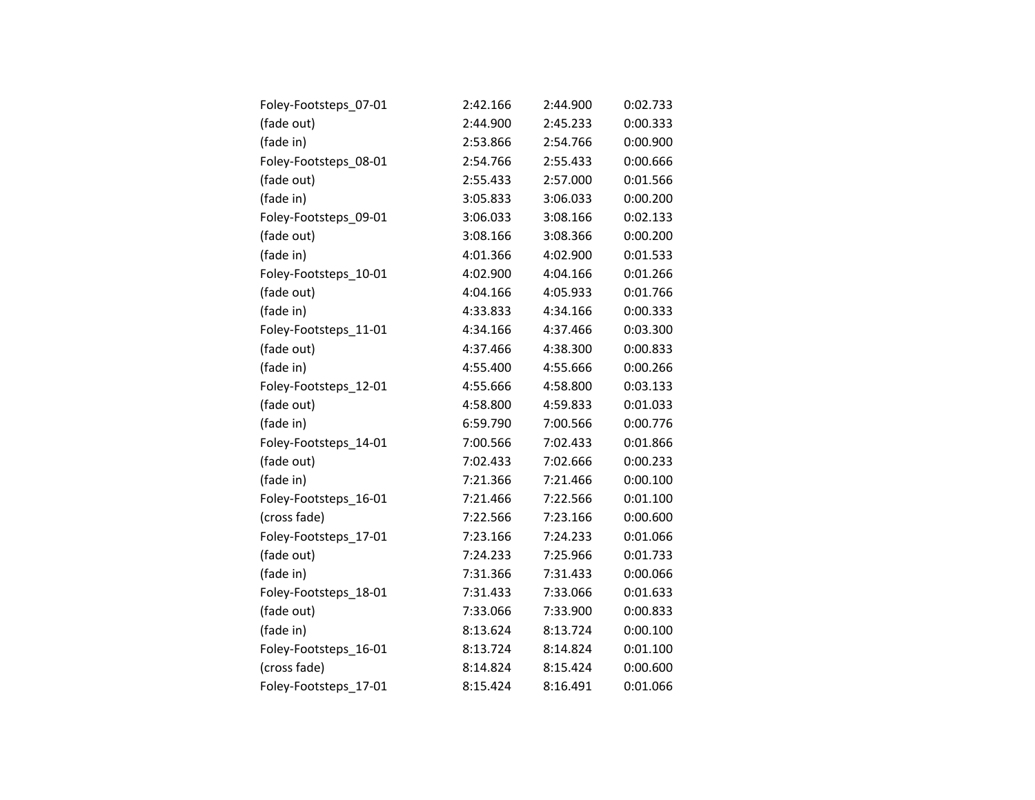| | | | |
|---|---|---|---|
| Foley-Footsteps_07-01 | 2:42.166 | 2:44.900 | 0:02.733 |
| (fade out) | 2:44.900 | 2:45.233 | 0:00.333 |
| (fade in) | 2:53.866 | 2:54.766 | 0:00.900 |
| Foley-Footsteps_08-01 | 2:54.766 | 2:55.433 | 0:00.666 |
| (fade out) | 2:55.433 | 2:57.000 | 0:01.566 |
| (fade in) | 3:05.833 | 3:06.033 | 0:00.200 |
| Foley-Footsteps_09-01 | 3:06.033 | 3:08.166 | 0:02.133 |
| (fade out) | 3:08.166 | 3:08.366 | 0:00.200 |
| (fade in) | 4:01.366 | 4:02.900 | 0:01.533 |
| Foley-Footsteps_10-01 | 4:02.900 | 4:04.166 | 0:01.266 |
| (fade out) | 4:04.166 | 4:05.933 | 0:01.766 |
| (fade in) | 4:33.833 | 4:34.166 | 0:00.333 |
| Foley-Footsteps_11-01 | 4:34.166 | 4:37.466 | 0:03.300 |
| (fade out) | 4:37.466 | 4:38.300 | 0:00.833 |
| (fade in) | 4:55.400 | 4:55.666 | 0:00.266 |
| Foley-Footsteps_12-01 | 4:55.666 | 4:58.800 | 0:03.133 |
| (fade out) | 4:58.800 | 4:59.833 | 0:01.033 |
| (fade in) | 6:59.790 | 7:00.566 | 0:00.776 |
| Foley-Footsteps_14-01 | 7:00.566 | 7:02.433 | 0:01.866 |
| (fade out) | 7:02.433 | 7:02.666 | 0:00.233 |
| (fade in) | 7:21.366 | 7:21.466 | 0:00.100 |
| Foley-Footsteps_16-01 | 7:21.466 | 7:22.566 | 0:01.100 |
| (cross fade) | 7:22.566 | 7:23.166 | 0:00.600 |
| Foley-Footsteps_17-01 | 7:23.166 | 7:24.233 | 0:01.066 |
| (fade out) | 7:24.233 | 7:25.966 | 0:01.733 |
| (fade in) | 7:31.366 | 7:31.433 | 0:00.066 |
| Foley-Footsteps_18-01 | 7:31.433 | 7:33.066 | 0:01.633 |
| (fade out) | 7:33.066 | 7:33.900 | 0:00.833 |
| (fade in) | 8:13.624 | 8:13.724 | 0:00.100 |
| Foley-Footsteps_16-01 | 8:13.724 | 8:14.824 | 0:01.100 |
| (cross fade) | 8:14.824 | 8:15.424 | 0:00.600 |
| Foley-Footsteps_17-01 | 8:15.424 | 8:16.491 | 0:01.066 |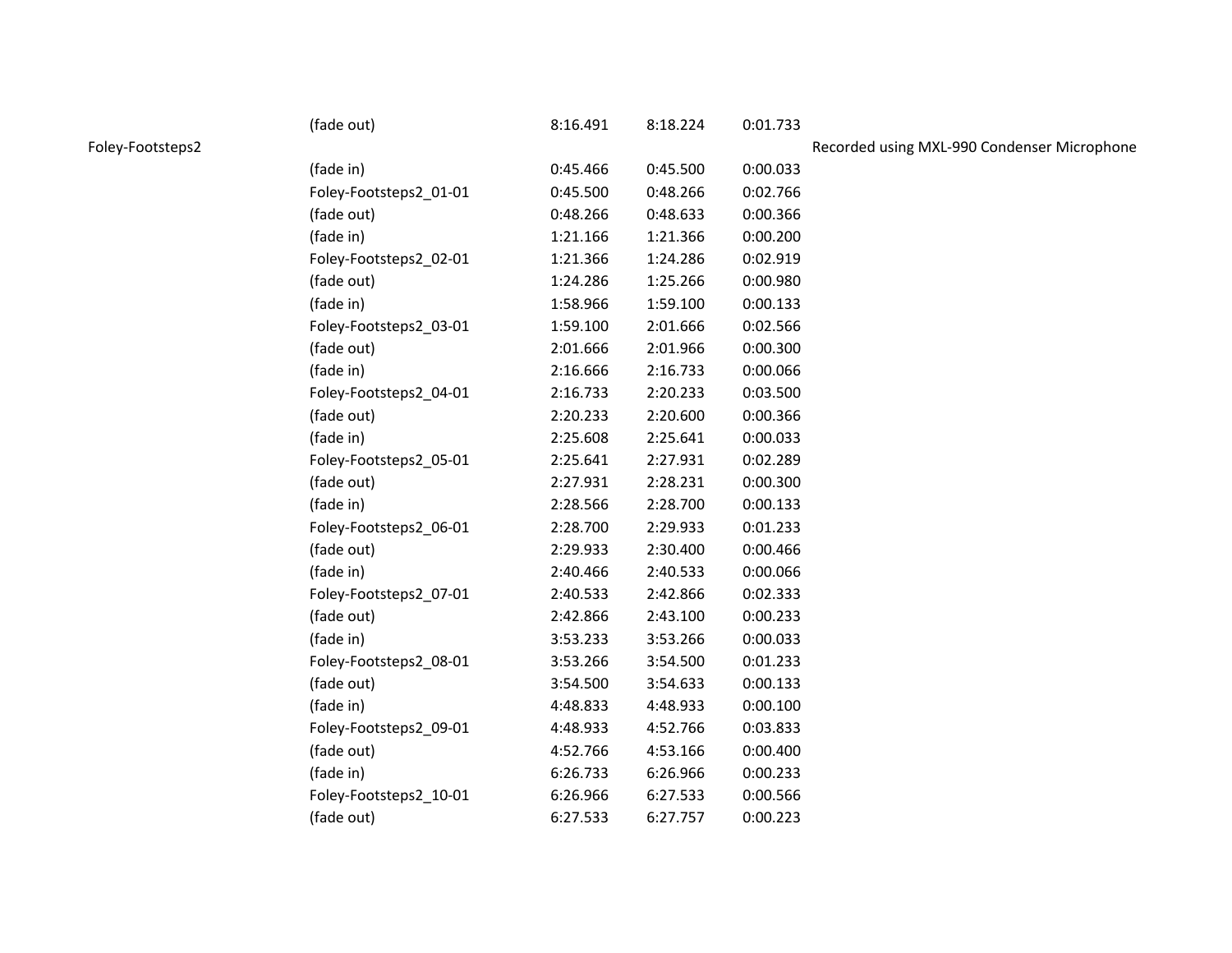| | | | | | |
|---|---|---|---|---|---|
| | (fade out) | 8:16.491 | 8:18.224 | 0:01.733 | |
| Foley-Footsteps2 | | | | | Recorded using MXL-990 Condenser Microphone |
| | (fade in) | 0:45.466 | 0:45.500 | 0:00.033 | |
| | Foley-Footsteps2_01-01 | 0:45.500 | 0:48.266 | 0:02.766 | |
| | (fade out) | 0:48.266 | 0:48.633 | 0:00.366 | |
| | (fade in) | 1:21.166 | 1:21.366 | 0:00.200 | |
| | Foley-Footsteps2_02-01 | 1:21.366 | 1:24.286 | 0:02.919 | |
| | (fade out) | 1:24.286 | 1:25.266 | 0:00.980 | |
| | (fade in) | 1:58.966 | 1:59.100 | 0:00.133 | |
| | Foley-Footsteps2_03-01 | 1:59.100 | 2:01.666 | 0:02.566 | |
| | (fade out) | 2:01.666 | 2:01.966 | 0:00.300 | |
| | (fade in) | 2:16.666 | 2:16.733 | 0:00.066 | |
| | Foley-Footsteps2_04-01 | 2:16.733 | 2:20.233 | 0:03.500 | |
| | (fade out) | 2:20.233 | 2:20.600 | 0:00.366 | |
| | (fade in) | 2:25.608 | 2:25.641 | 0:00.033 | |
| | Foley-Footsteps2_05-01 | 2:25.641 | 2:27.931 | 0:02.289 | |
| | (fade out) | 2:27.931 | 2:28.231 | 0:00.300 | |
| | (fade in) | 2:28.566 | 2:28.700 | 0:00.133 | |
| | Foley-Footsteps2_06-01 | 2:28.700 | 2:29.933 | 0:01.233 | |
| | (fade out) | 2:29.933 | 2:30.400 | 0:00.466 | |
| | (fade in) | 2:40.466 | 2:40.533 | 0:00.066 | |
| | Foley-Footsteps2_07-01 | 2:40.533 | 2:42.866 | 0:02.333 | |
| | (fade out) | 2:42.866 | 2:43.100 | 0:00.233 | |
| | (fade in) | 3:53.233 | 3:53.266 | 0:00.033 | |
| | Foley-Footsteps2_08-01 | 3:53.266 | 3:54.500 | 0:01.233 | |
| | (fade out) | 3:54.500 | 3:54.633 | 0:00.133 | |
| | (fade in) | 4:48.833 | 4:48.933 | 0:00.100 | |
| | Foley-Footsteps2_09-01 | 4:48.933 | 4:52.766 | 0:03.833 | |
| | (fade out) | 4:52.766 | 4:53.166 | 0:00.400 | |
| | (fade in) | 6:26.733 | 6:26.966 | 0:00.233 | |
| | Foley-Footsteps2_10-01 | 6:26.966 | 6:27.533 | 0:00.566 | |
| | (fade out) | 6:27.533 | 6:27.757 | 0:00.223 | |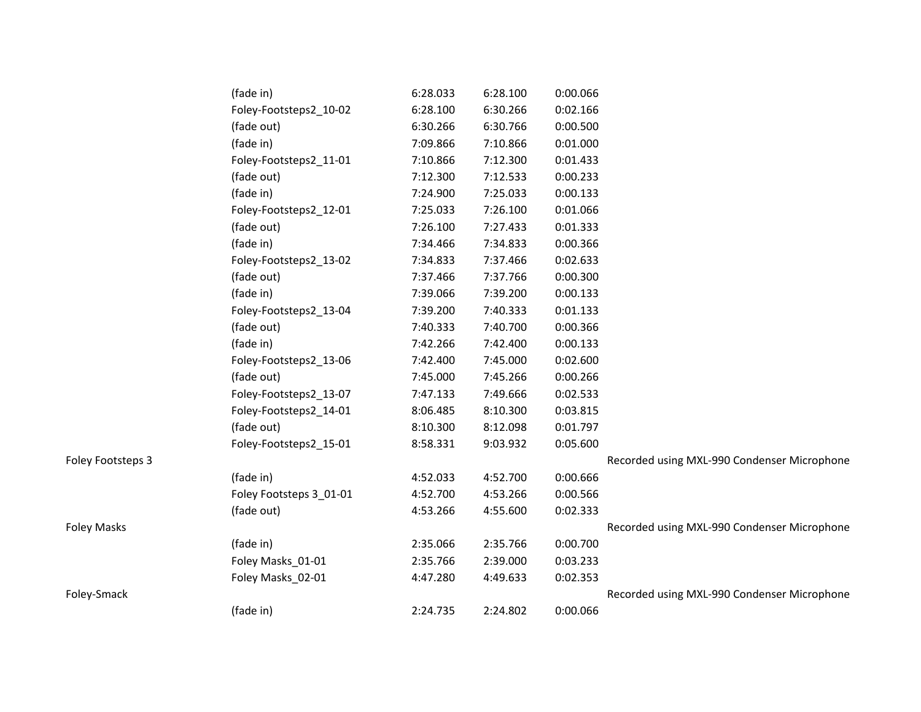| | | | | | |
|---|---|---|---|---|---|
| | (fade in) | 6:28.033 | 6:28.100 | 0:00.066 | |
| | Foley-Footsteps2_10-02 | 6:28.100 | 6:30.266 | 0:02.166 | |
| | (fade out) | 6:30.266 | 6:30.766 | 0:00.500 | |
| | (fade in) | 7:09.866 | 7:10.866 | 0:01.000 | |
| | Foley-Footsteps2_11-01 | 7:10.866 | 7:12.300 | 0:01.433 | |
| | (fade out) | 7:12.300 | 7:12.533 | 0:00.233 | |
| | (fade in) | 7:24.900 | 7:25.033 | 0:00.133 | |
| | Foley-Footsteps2_12-01 | 7:25.033 | 7:26.100 | 0:01.066 | |
| | (fade out) | 7:26.100 | 7:27.433 | 0:01.333 | |
| | (fade in) | 7:34.466 | 7:34.833 | 0:00.366 | |
| | Foley-Footsteps2_13-02 | 7:34.833 | 7:37.466 | 0:02.633 | |
| | (fade out) | 7:37.466 | 7:37.766 | 0:00.300 | |
| | (fade in) | 7:39.066 | 7:39.200 | 0:00.133 | |
| | Foley-Footsteps2_13-04 | 7:39.200 | 7:40.333 | 0:01.133 | |
| | (fade out) | 7:40.333 | 7:40.700 | 0:00.366 | |
| | (fade in) | 7:42.266 | 7:42.400 | 0:00.133 | |
| | Foley-Footsteps2_13-06 | 7:42.400 | 7:45.000 | 0:02.600 | |
| | (fade out) | 7:45.000 | 7:45.266 | 0:00.266 | |
| | Foley-Footsteps2_13-07 | 7:47.133 | 7:49.666 | 0:02.533 | |
| | Foley-Footsteps2_14-01 | 8:06.485 | 8:10.300 | 0:03.815 | |
| | (fade out) | 8:10.300 | 8:12.098 | 0:01.797 | |
| | Foley-Footsteps2_15-01 | 8:58.331 | 9:03.932 | 0:05.600 | |
| Foley Footsteps 3 | | | | | Recorded using MXL-990 Condenser Microphone |
| | (fade in) | 4:52.033 | 4:52.700 | 0:00.666 | |
| | Foley Footsteps 3_01-01 | 4:52.700 | 4:53.266 | 0:00.566 | |
| | (fade out) | 4:53.266 | 4:55.600 | 0:02.333 | |
| Foley Masks | | | | | Recorded using MXL-990 Condenser Microphone |
| | (fade in) | 2:35.066 | 2:35.766 | 0:00.700 | |
| | Foley Masks_01-01 | 2:35.766 | 2:39.000 | 0:03.233 | |
| | Foley Masks_02-01 | 4:47.280 | 4:49.633 | 0:02.353 | |
| Foley-Smack | | | | | Recorded using MXL-990 Condenser Microphone |
| | (fade in) | 2:24.735 | 2:24.802 | 0:00.066 | |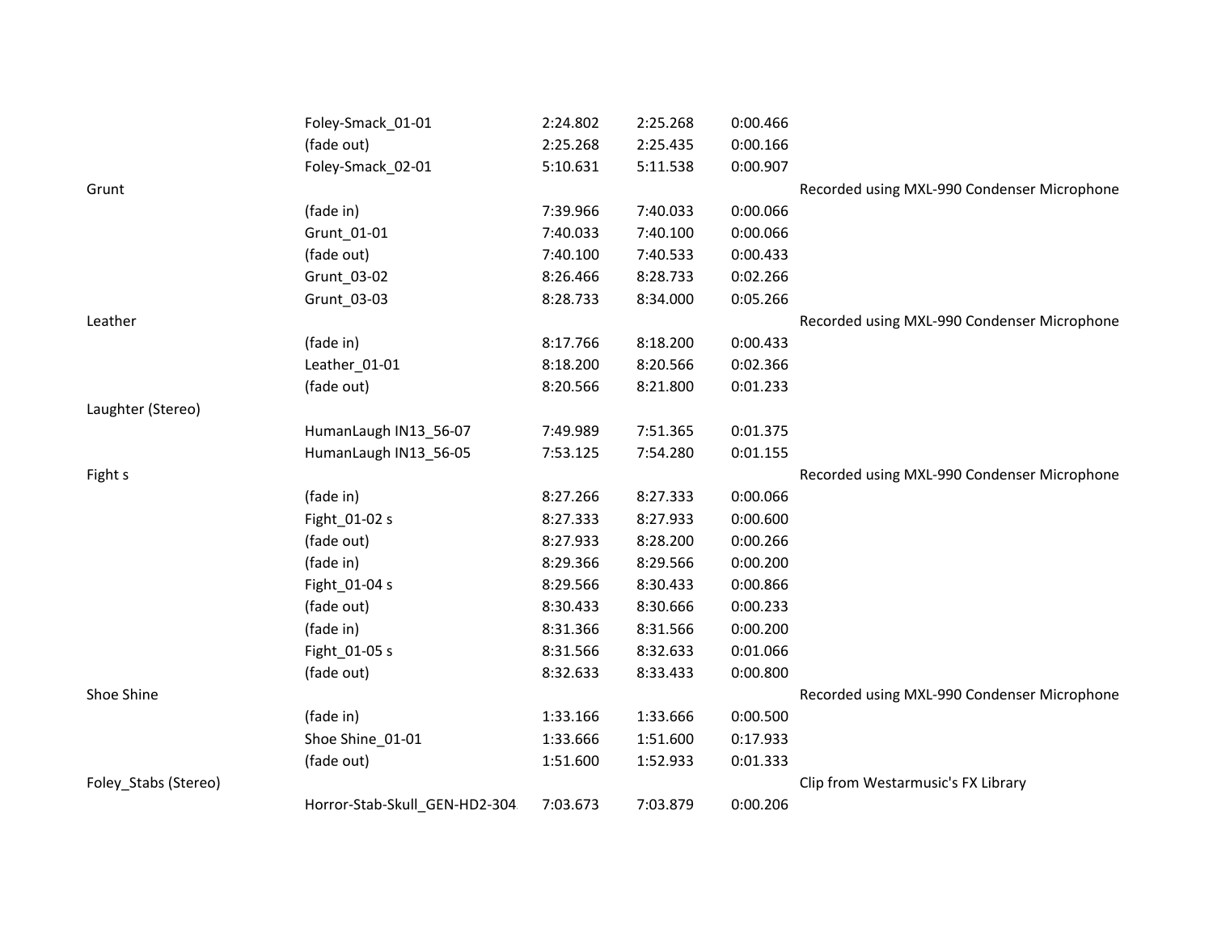| | | | | | |
|---|---|---|---|---|---|
| | Foley-Smack_01-01 | 2:24.802 | 2:25.268 | 0:00.466 | |
| | (fade out) | 2:25.268 | 2:25.435 | 0:00.166 | |
| | Foley-Smack_02-01 | 5:10.631 | 5:11.538 | 0:00.907 | |
| Grunt | | | | | Recorded using MXL-990 Condenser Microphone |
| | (fade in) | 7:39.966 | 7:40.033 | 0:00.066 | |
| | Grunt_01-01 | 7:40.033 | 7:40.100 | 0:00.066 | |
| | (fade out) | 7:40.100 | 7:40.533 | 0:00.433 | |
| | Grunt_03-02 | 8:26.466 | 8:28.733 | 0:02.266 | |
| | Grunt_03-03 | 8:28.733 | 8:34.000 | 0:05.266 | |
| Leather | | | | | Recorded using MXL-990 Condenser Microphone |
| | (fade in) | 8:17.766 | 8:18.200 | 0:00.433 | |
| | Leather_01-01 | 8:18.200 | 8:20.566 | 0:02.366 | |
| | (fade out) | 8:20.566 | 8:21.800 | 0:01.233 | |
| Laughter (Stereo) | | | | | |
| | HumanLaugh IN13_56-07 | 7:49.989 | 7:51.365 | 0:01.375 | |
| | HumanLaugh IN13_56-05 | 7:53.125 | 7:54.280 | 0:01.155 | |
| Fight s | | | | | Recorded using MXL-990 Condenser Microphone |
| | (fade in) | 8:27.266 | 8:27.333 | 0:00.066 | |
| | Fight_01-02 s | 8:27.333 | 8:27.933 | 0:00.600 | |
| | (fade out) | 8:27.933 | 8:28.200 | 0:00.266 | |
| | (fade in) | 8:29.366 | 8:29.566 | 0:00.200 | |
| | Fight_01-04 s | 8:29.566 | 8:30.433 | 0:00.866 | |
| | (fade out) | 8:30.433 | 8:30.666 | 0:00.233 | |
| | (fade in) | 8:31.366 | 8:31.566 | 0:00.200 | |
| | Fight_01-05 s | 8:31.566 | 8:32.633 | 0:01.066 | |
| | (fade out) | 8:32.633 | 8:33.433 | 0:00.800 | |
| Shoe Shine | | | | | Recorded using MXL-990 Condenser Microphone |
| | (fade in) | 1:33.166 | 1:33.666 | 0:00.500 | |
| | Shoe Shine_01-01 | 1:33.666 | 1:51.600 | 0:17.933 | |
| | (fade out) | 1:51.600 | 1:52.933 | 0:01.333 | |
| Foley_Stabs (Stereo) | | | | | Clip from Westarmusic's FX Library |
| | Horror-Stab-Skull_GEN-HD2-304 | 7:03.673 | 7:03.879 | 0:00.206 | |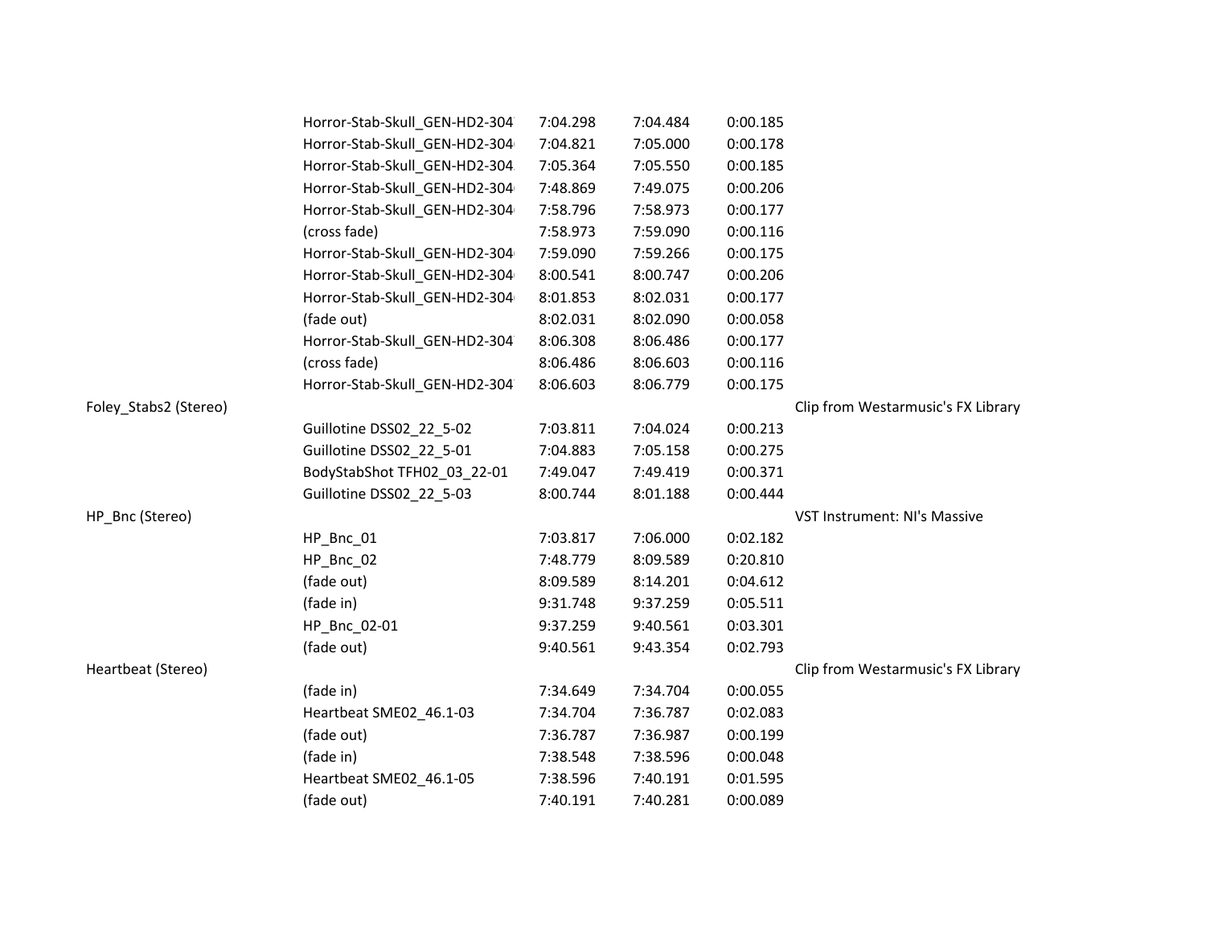| | | | | | |
|---|---|---|---|---|---|
| | Horror-Stab-Skull_GEN-HD2-304 | 7:04.298 | 7:04.484 | 0:00.185 | |
| | Horror-Stab-Skull_GEN-HD2-304 | 7:04.821 | 7:05.000 | 0:00.178 | |
| | Horror-Stab-Skull_GEN-HD2-304 | 7:05.364 | 7:05.550 | 0:00.185 | |
| | Horror-Stab-Skull_GEN-HD2-304 | 7:48.869 | 7:49.075 | 0:00.206 | |
| | Horror-Stab-Skull_GEN-HD2-304 | 7:58.796 | 7:58.973 | 0:00.177 | |
| | (cross fade) | 7:58.973 | 7:59.090 | 0:00.116 | |
| | Horror-Stab-Skull_GEN-HD2-304 | 7:59.090 | 7:59.266 | 0:00.175 | |
| | Horror-Stab-Skull_GEN-HD2-304 | 8:00.541 | 8:00.747 | 0:00.206 | |
| | Horror-Stab-Skull_GEN-HD2-304 | 8:01.853 | 8:02.031 | 0:00.177 | |
| | (fade out) | 8:02.031 | 8:02.090 | 0:00.058 | |
| | Horror-Stab-Skull_GEN-HD2-304 | 8:06.308 | 8:06.486 | 0:00.177 | |
| | (cross fade) | 8:06.486 | 8:06.603 | 0:00.116 | |
| | Horror-Stab-Skull_GEN-HD2-304 | 8:06.603 | 8:06.779 | 0:00.175 | |
| Foley_Stabs2 (Stereo) | | | | | Clip from Westarmusic's FX Library |
| | Guillotine DSS02_22_5-02 | 7:03.811 | 7:04.024 | 0:00.213 | |
| | Guillotine DSS02_22_5-01 | 7:04.883 | 7:05.158 | 0:00.275 | |
| | BodyStabShot TFH02_03_22-01 | 7:49.047 | 7:49.419 | 0:00.371 | |
| | Guillotine DSS02_22_5-03 | 8:00.744 | 8:01.188 | 0:00.444 | |
| HP_Bnc (Stereo) | | | | | VST Instrument: NI's Massive |
| | HP_Bnc_01 | 7:03.817 | 7:06.000 | 0:02.182 | |
| | HP_Bnc_02 | 7:48.779 | 8:09.589 | 0:20.810 | |
| | (fade out) | 8:09.589 | 8:14.201 | 0:04.612 | |
| | (fade in) | 9:31.748 | 9:37.259 | 0:05.511 | |
| | HP_Bnc_02-01 | 9:37.259 | 9:40.561 | 0:03.301 | |
| | (fade out) | 9:40.561 | 9:43.354 | 0:02.793 | |
| Heartbeat (Stereo) | | | | | Clip from Westarmusic's FX Library |
| | (fade in) | 7:34.649 | 7:34.704 | 0:00.055 | |
| | Heartbeat SME02_46.1-03 | 7:34.704 | 7:36.787 | 0:02.083 | |
| | (fade out) | 7:36.787 | 7:36.987 | 0:00.199 | |
| | (fade in) | 7:38.548 | 7:38.596 | 0:00.048 | |
| | Heartbeat SME02_46.1-05 | 7:38.596 | 7:40.191 | 0:01.595 | |
| | (fade out) | 7:40.191 | 7:40.281 | 0:00.089 | |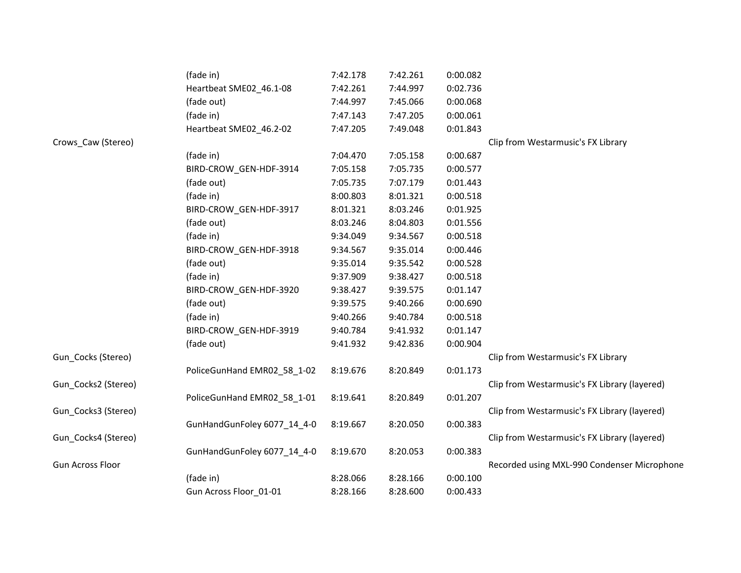| | | | | | |
|---|---|---|---|---|---|
| | (fade in) | 7:42.178 | 7:42.261 | 0:00.082 | |
| | Heartbeat SME02_46.1-08 | 7:42.261 | 7:44.997 | 0:02.736 | |
| | (fade out) | 7:44.997 | 7:45.066 | 0:00.068 | |
| | (fade in) | 7:47.143 | 7:47.205 | 0:00.061 | |
| | Heartbeat SME02_46.2-02 | 7:47.205 | 7:49.048 | 0:01.843 | |
| Crows_Caw (Stereo) | | | | | Clip from Westarmusic's FX Library |
| | (fade in) | 7:04.470 | 7:05.158 | 0:00.687 | |
| | BIRD-CROW_GEN-HDF-3914 | 7:05.158 | 7:05.735 | 0:00.577 | |
| | (fade out) | 7:05.735 | 7:07.179 | 0:01.443 | |
| | (fade in) | 8:00.803 | 8:01.321 | 0:00.518 | |
| | BIRD-CROW_GEN-HDF-3917 | 8:01.321 | 8:03.246 | 0:01.925 | |
| | (fade out) | 8:03.246 | 8:04.803 | 0:01.556 | |
| | (fade in) | 9:34.049 | 9:34.567 | 0:00.518 | |
| | BIRD-CROW_GEN-HDF-3918 | 9:34.567 | 9:35.014 | 0:00.446 | |
| | (fade out) | 9:35.014 | 9:35.542 | 0:00.528 | |
| | (fade in) | 9:37.909 | 9:38.427 | 0:00.518 | |
| | BIRD-CROW_GEN-HDF-3920 | 9:38.427 | 9:39.575 | 0:01.147 | |
| | (fade out) | 9:39.575 | 9:40.266 | 0:00.690 | |
| | (fade in) | 9:40.266 | 9:40.784 | 0:00.518 | |
| | BIRD-CROW_GEN-HDF-3919 | 9:40.784 | 9:41.932 | 0:01.147 | |
| | (fade out) | 9:41.932 | 9:42.836 | 0:00.904 | |
| Gun_Cocks (Stereo) | | | | | Clip from Westarmusic's FX Library |
| | PoliceGunHand EMR02_58_1-02 | 8:19.676 | 8:20.849 | 0:01.173 | |
| Gun_Cocks2 (Stereo) | | | | | Clip from Westarmusic's FX Library (layered) |
| | PoliceGunHand EMR02_58_1-01 | 8:19.641 | 8:20.849 | 0:01.207 | |
| Gun_Cocks3 (Stereo) | | | | | Clip from Westarmusic's FX Library (layered) |
| | GunHandGunFoley 6077_14_4-0 | 8:19.667 | 8:20.050 | 0:00.383 | |
| Gun_Cocks4 (Stereo) | | | | | Clip from Westarmusic's FX Library (layered) |
| | GunHandGunFoley 6077_14_4-0 | 8:19.670 | 8:20.053 | 0:00.383 | |
| Gun Across Floor | | | | | Recorded using MXL-990 Condenser Microphone |
| | (fade in) | 8:28.066 | 8:28.166 | 0:00.100 | |
| | Gun Across Floor_01-01 | 8:28.166 | 8:28.600 | 0:00.433 | |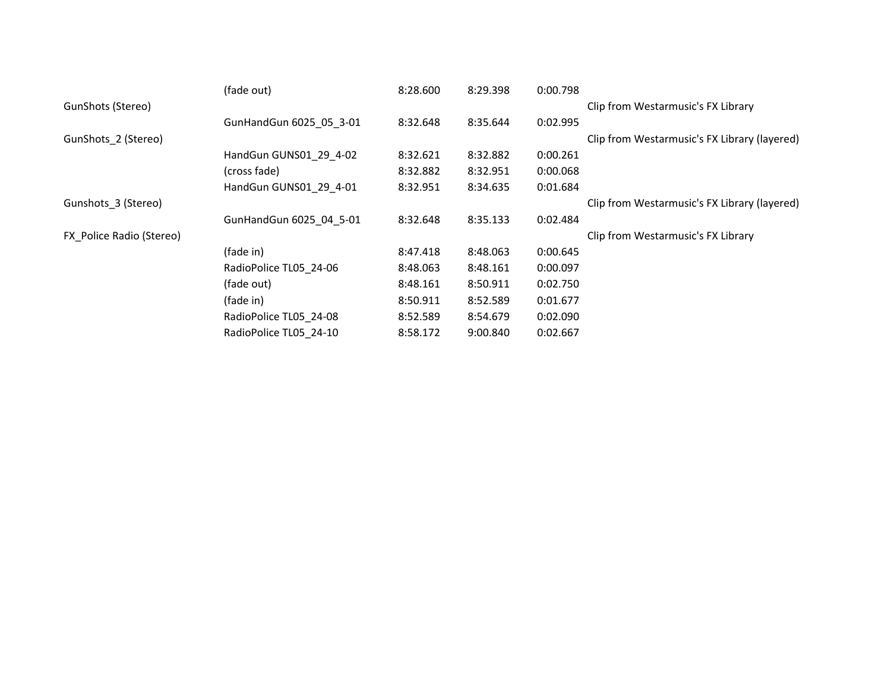| | | | | | |
|---|---|---|---|---|---|
| | (fade out) | 8:28.600 | 8:29.398 | 0:00.798 | |
| GunShots (Stereo) | | | | | Clip from Westarmusic's FX Library |
| | GunHandGun 6025_05_3-01 | 8:32.648 | 8:35.644 | 0:02.995 | |
| GunShots_2 (Stereo) | | | | | Clip from Westarmusic's FX Library (layered) |
| | HandGun GUNS01_29_4-02 | 8:32.621 | 8:32.882 | 0:00.261 | |
| | (cross fade) | 8:32.882 | 8:32.951 | 0:00.068 | |
| | HandGun GUNS01_29_4-01 | 8:32.951 | 8:34.635 | 0:01.684 | |
| Gunshots_3 (Stereo) | | | | | Clip from Westarmusic's FX Library (layered) |
| | GunHandGun 6025_04_5-01 | 8:32.648 | 8:35.133 | 0:02.484 | |
| FX_Police Radio (Stereo) | | | | | Clip from Westarmusic's FX Library |
| | (fade in) | 8:47.418 | 8:48.063 | 0:00.645 | |
| | RadioPolice TL05_24-06 | 8:48.063 | 8:48.161 | 0:00.097 | |
| | (fade out) | 8:48.161 | 8:50.911 | 0:02.750 | |
| | (fade in) | 8:50.911 | 8:52.589 | 0:01.677 | |
| | RadioPolice TL05_24-08 | 8:52.589 | 8:54.679 | 0:02.090 | |
| | RadioPolice TL05_24-10 | 8:58.172 | 9:00.840 | 0:02.667 | |